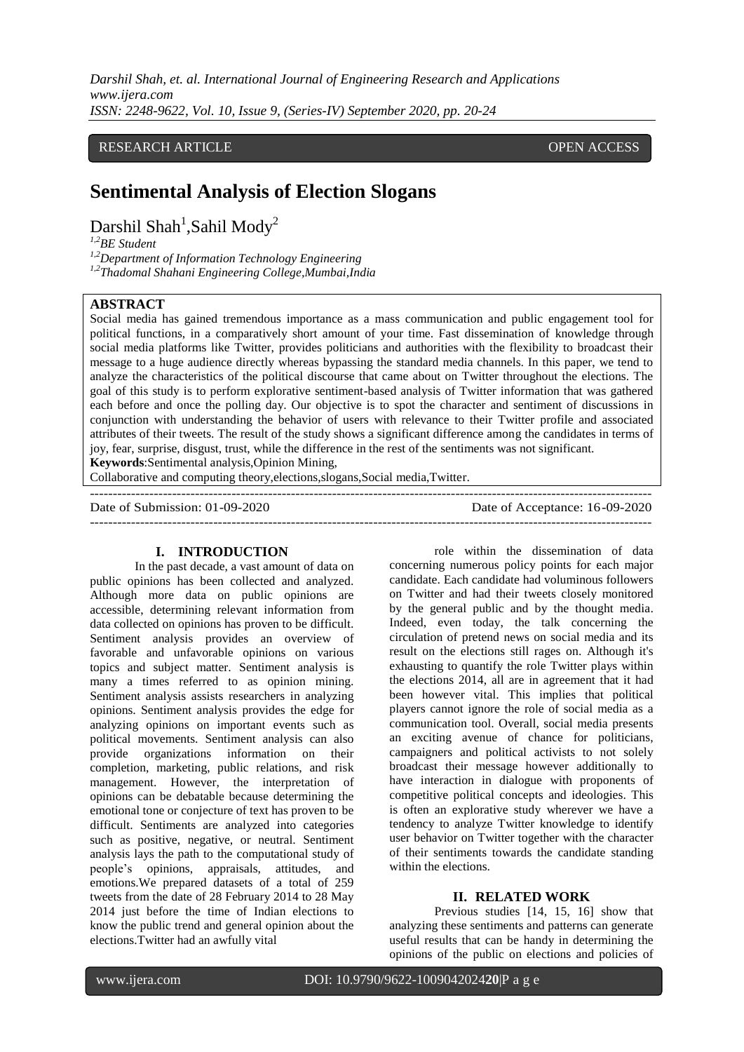RESEARCH ARTICLE OPEN ACCESS

# Sentimental Analysis of Election Slogans

Darshil Shah[1], Sahil Mody[2]

[1,2]*BE Student*

[1,2]*Department of Information Technology Engineering*

[1,2]*Thadomal Shahani Engineering College, Mumbai, India*

## ABSTRACT

Social media has gained tremendous importance as a mass communication and public engagement tool for political functions, in a comparatively short amount of your time. Fast dissemination of knowledge through social media platforms like Twitter, provides politicians and authorities with the flexibility to broadcast their message to a huge audience directly whereas bypassing the standard media channels. In this paper, we tend to analyze the characteristics of the political discourse that came about on Twitter throughout the elections. The goal of this study is to perform explorative sentiment-based analysis of Twitter information that was gathered each before and once the polling day. Our objective is to spot the character and sentiment of discussions in conjunction with understanding the behavior of users with relevance to their Twitter profile and associated attributes of their tweets. The result of the study shows a significant difference among the candidates in terms of joy, fear, surprise, disgust, trust, while the difference in the rest of the sentiments was not significant.

**Keywords**:Sentimental analysis,Opinion Mining, Collaborative and computing theory,elections,slogans,Social media,Twitter.

---

Date of Submission: 01-09-2020 Date of Acceptance: 16-09-2020

---

## I. INTRODUCTION

In the past decade, a vast amount of data on public opinions has been collected and analyzed. Although more data on public opinions are accessible, determining relevant information from data collected on opinions has proven to be difficult. Sentiment analysis provides an overview of favorable and unfavorable opinions on various topics and subject matter. Sentiment analysis is many a times referred to as opinion mining. Sentiment analysis assists researchers in analyzing opinions. Sentiment analysis provides the edge for analyzing opinions on important events such as political movements. Sentiment analysis can also provide organizations information on their completion, marketing, public relations, and risk management. However, the interpretation of opinions can be debatable because determining the emotional tone or conjecture of text has proven to be difficult. Sentiments are analyzed into categories such as positive, negative, or neutral. Sentiment analysis lays the path to the computational study of people's opinions, appraisals, attitudes, and emotions.We prepared datasets of a total of 259 tweets from the date of 28 February 2014 to 28 May 2014 just before the time of Indian elections to know the public trend and general opinion about the elections.Twitter had an awfully vital role within the dissemination of data concerning numerous policy points for each major candidate. Each candidate had voluminous followers on Twitter and had their tweets closely monitored by the general public and by the thought media. Indeed, even today, the talk concerning the circulation of pretend news on social media and its result on the elections still rages on. Although it's exhausting to quantify the role Twitter plays within the elections 2014, all are in agreement that it had been however vital. This implies that political players cannot ignore the role of social media as a communication tool. Overall, social media presents an exciting avenue of chance for politicians, campaigners and political activists to not solely broadcast their message however additionally to have interaction in dialogue with proponents of competitive political concepts and ideologies. This is often an explorative study wherever we have a tendency to analyze Twitter knowledge to identify user behavior on Twitter together with the character of their sentiments towards the candidate standing within the elections.

## II. RELATED WORK

Previous studies [14, 15, 16] show that analyzing these sentiments and patterns can generate useful results that can be handy in determining the opinions of the public on elections and policies of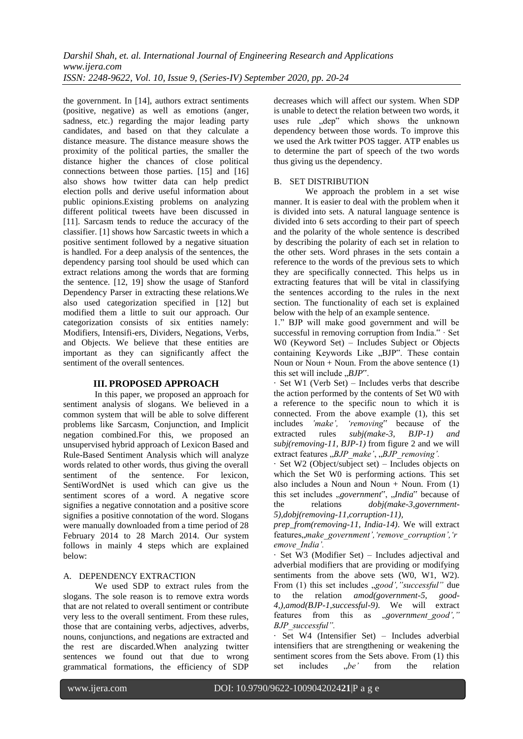the government. In [14], authors extract sentiments (positive, negative) as well as emotions (anger, sadness, etc.) regarding the major leading party candidates, and based on that they calculate a distance measure. The distance measure shows the proximity of the political parties, the smaller the distance higher the chances of close political connections between those parties. [15] and [16] also shows how twitter data can help predict election polls and derive useful information about public opinions.Existing problems on analyzing different political tweets have been discussed in [11]. Sarcasm tends to reduce the accuracy of the classifier. [1] shows how Sarcastic tweets in which a positive sentiment followed by a negative situation is handled. For a deep analysis of the sentences, the dependency parsing tool should be used which can extract relations among the words that are forming the sentence. [12, 19] show the usage of Stanford Dependency Parser in extracting these relations.We also used categorization specified in [12] but modified them a little to suit our approach. Our categorization consists of six entities namely: Modifiers, Intensifi-ers, Dividers, Negations, Verbs, and Objects. We believe that these entities are important as they can significantly affect the sentiment of the overall sentences.

## III. PROPOSED APPROACH

In this paper, we proposed an approach for sentiment analysis of slogans. We believed in a common system that will be able to solve different problems like Sarcasm, Conjunction, and Implicit negation combined.For this, we proposed an unsupervised hybrid approach of Lexicon Based and Rule-Based Sentiment Analysis which will analyze words related to other words, thus giving the overall sentiment of the sentence. For lexicon, SentiWordNet is used which can give us the sentiment scores of a word. A negative score signifies a negative connotation and a positive score signifies a positive connotation of the word. Slogans were manually downloaded from a time period of 28 February 2014 to 28 March 2014. Our system follows in mainly 4 steps which are explained below:

### A. DEPENDENCY EXTRACTION

We used SDP to extract rules from the slogans. The sole reason is to remove extra words that are not related to overall sentiment or contribute very less to the overall sentiment. From these rules, those that are containing verbs, adjectives, adverbs, nouns, conjunctions, and negations are extracted and the rest are discarded.When analyzing twitter sentences we found out that due to wrong grammatical formations, the efficiency of SDP decreases which will affect our system. When SDP is unable to detect the relation between two words, it uses rule „dep" which shows the unknown dependency between those words. To improve this we used the Ark twitter POS tagger. ATP enables us to determine the part of speech of the two words thus giving us the dependency.

### B. SET DISTRIBUTION

We approach the problem in a set wise manner. It is easier to deal with the problem when it is divided into sets. A natural language sentence is divided into 6 sets according to their part of speech and the polarity of the whole sentence is described by describing the polarity of each set in relation to the other sets. Word phrases in the sets contain a reference to the words of the previous sets to which they are specifically connected. This helps us in extracting features that will be vital in classifying the sentences according to the rules in the next section. The functionality of each set is explained below with the help of an example sentence.

1." BJP will make good government and will be successful in removing corruption from India." · Set W0 (Keyword Set) – Includes Subject or Objects containing Keywords Like „BJP". These contain Noun or Noun + Noun. From the above sentence (1) this set will include „*BJP*".

· Set W1 (Verb Set) – Includes verbs that describe the action performed by the contents of Set W0 with a reference to the specific noun to which it is connected. From the above example (1), this set includes *'make', 'removing*" because of the extracted rules *subj(make-3, BJP-1) and subj(removing-11, BJP-1)* from figure 2 and we will extract features „*BJP_make'*, „*BJP_removing'.*

· Set W2 (Object/subject set) – Includes objects on which the Set W0 is performing actions. This set also includes a Noun and Noun + Noun. From (1) this set includes „*government*", „*India*" because of the relations *dobj(make-3,government-5),dobj(removing-11,corruption-11), prep_from(removing-11, India-14)*. We will extract features„*make_government','remove_corruption','remove_India'.*

· Set W3 (Modifier Set) – Includes adjectival and adverbial modifiers that are providing or modifying sentiments from the above sets (W0, W1, W2). From (1) this set includes „*good',"successful"* due to the relation *amod(government-5, good-4,),amod(BJP-1,successful-9)*. We will extract features from this as „*government_good'," BJP_successful".*

· Set W4 (Intensifier Set) – Includes adverbial intensifiers that are strengthening or weakening the sentiment scores from the Sets above. From (1) this set includes „*be'* from the relation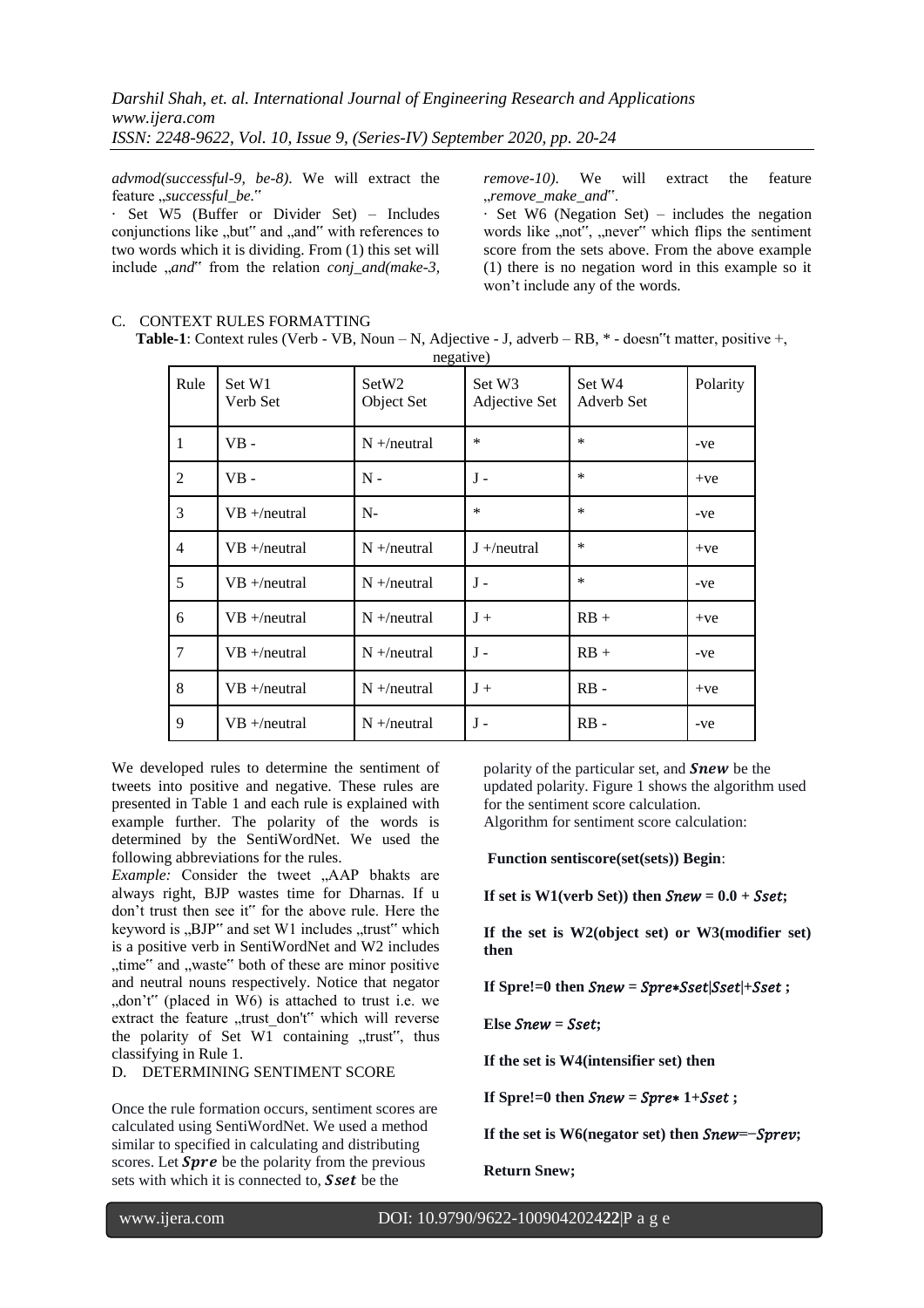*advmod(successful-9, be-8)*. We will extract the feature „*successful_be*."

· Set W5 (Buffer or Divider Set) – Includes conjunctions like „but" and „and" with references to two words which it is dividing. From (1) this set will include „*and*" from the relation *conj_and(make-3, remove-10)*. We will extract the feature „*remove_make_and*".

· Set W6 (Negation Set) – includes the negation words like „not", „never" which flips the sentiment score from the sets above. From the above example (1) there is no negation word in this example so it won't include any of the words.

C. CONTEXT RULES FORMATTING

**Table-1**: Context rules (Verb - VB, Noun – N, Adjective - J, adverb – RB, * - doesn"t matter, positive +, negative)

| Rule | Set W1 Verb Set | SetW2 Object Set | Set W3 Adjective Set | Set W4 Adverb Set | Polarity |
|---|---|---|---|---|---|
| 1 | VB - | N +/neutral | * | * | -ve |
| 2 | VB - | N - | J - | * | +ve |
| 3 | VB +/neutral | N- | * | * | -ve |
| 4 | VB +/neutral | N +/neutral | J +/neutral | * | +ve |
| 5 | VB +/neutral | N +/neutral | J - | * | -ve |
| 6 | VB +/neutral | N +/neutral | J + | RB + | +ve |
| 7 | VB +/neutral | N +/neutral | J - | RB + | -ve |
| 8 | VB +/neutral | N +/neutral | J + | RB - | +ve |
| 9 | VB +/neutral | N +/neutral | J - | RB - | -ve |

We developed rules to determine the sentiment of tweets into positive and negative. These rules are presented in Table 1 and each rule is explained with example further. The polarity of the words is determined by the SentiWordNet. We used the following abbreviations for the rules.

*Example:* Consider the tweet „AAP bhakts are always right, BJP wastes time for Dharnas. If u don't trust then see it" for the above rule. Here the keyword is „BJP" and set W1 includes „trust" which is a positive verb in SentiWordNet and W2 includes „time" and „waste" both of these are minor positive and neutral nouns respectively. Notice that negator „don't" (placed in W6) is attached to trust i.e. we extract the feature „trust_don't" which will reverse the polarity of Set W1 containing „trust", thus classifying in Rule 1.

D. DETERMINING SENTIMENT SCORE

Once the rule formation occurs, sentiment scores are calculated using SentiWordNet. We used a method similar to specified in calculating and distributing scores. Let $\boldsymbol{Spre}$ be the polarity from the previous sets with which it is connected to, $\boldsymbol{Sset}$ be the polarity of the particular set, and $\boldsymbol{Snew}$ be the updated polarity. Figure 1 shows the algorithm used for the sentiment score calculation.

Algorithm for sentiment score calculation:

**Function sentiscore(set(sets)) Begin**:

**If set is W1(verb Set)) then $Snew = 0.0 + Sset$;**

**If the set is W2(object set) or W3(modifier set) then**

**If Spre!=0 then $Snew = Spre*Sset|Sset|+Sset$ ;**

**Else $Snew = Sset$;**

**If the set is W4(intensifier set) then**

**If Spre!=0 then $Snew = Spre*1+Sset$ ;**

**If the set is W6(negator set) then $Snew=-Sprev$;**

**Return Snew;**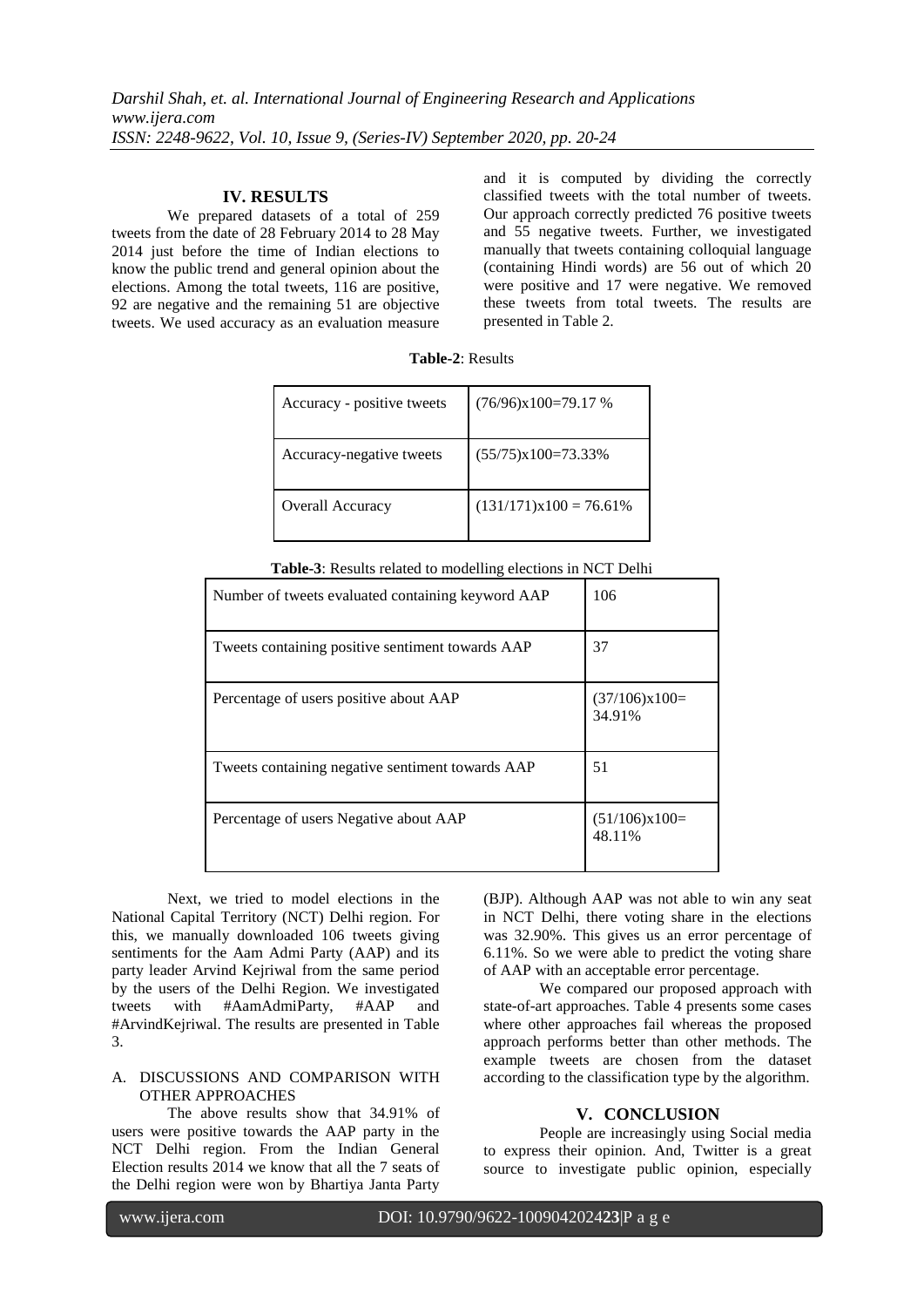## IV. RESULTS

We prepared datasets of a total of 259 tweets from the date of 28 February 2014 to 28 May 2014 just before the time of Indian elections to know the public trend and general opinion about the elections. Among the total tweets, 116 are positive, 92 are negative and the remaining 51 are objective tweets. We used accuracy as an evaluation measure and it is computed by dividing the correctly classified tweets with the total number of tweets. Our approach correctly predicted 76 positive tweets and 55 negative tweets. Further, we investigated manually that tweets containing colloquial language (containing Hindi words) are 56 out of which 20 were positive and 17 were negative. We removed these tweets from total tweets. The results are presented in Table 2.

**Table-2**: Results

| | |
|---|---|
| Accuracy - positive tweets | (76/96)x100=79.17 % |
| Accuracy-negative tweets | (55/75)x100=73.33% |
| Overall Accuracy | (131/171)x100 = 76.61% |

**Table-3**: Results related to modelling elections in NCT Delhi

| | |
|---|---|
| Number of tweets evaluated containing keyword AAP | 106 |
| Tweets containing positive sentiment towards AAP | 37 |
| Percentage of users positive about AAP | (37/106)x100= 34.91% |
| Tweets containing negative sentiment towards AAP | 51 |
| Percentage of users Negative about AAP | (51/106)x100= 48.11% |

Next, we tried to model elections in the National Capital Territory (NCT) Delhi region. For this, we manually downloaded 106 tweets giving sentiments for the Aam Admi Party (AAP) and its party leader Arvind Kejriwal from the same period by the users of the Delhi Region. We investigated tweets with #AamAdmiParty, #AAP and #ArvindKejriwal. The results are presented in Table 3.

### A. DISCUSSIONS AND COMPARISON WITH OTHER APPROACHES

The above results show that 34.91% of users were positive towards the AAP party in the NCT Delhi region. From the Indian General Election results 2014 we know that all the 7 seats of the Delhi region were won by Bhartiya Janta Party (BJP). Although AAP was not able to win any seat in NCT Delhi, there voting share in the elections was 32.90%. This gives us an error percentage of 6.11%. So we were able to predict the voting share of AAP with an acceptable error percentage.

We compared our proposed approach with state-of-art approaches. Table 4 presents some cases where other approaches fail whereas the proposed approach performs better than other methods. The example tweets are chosen from the dataset according to the classification type by the algorithm.

## V. CONCLUSION

People are increasingly using Social media to express their opinion. And, Twitter is a great source to investigate public opinion, especially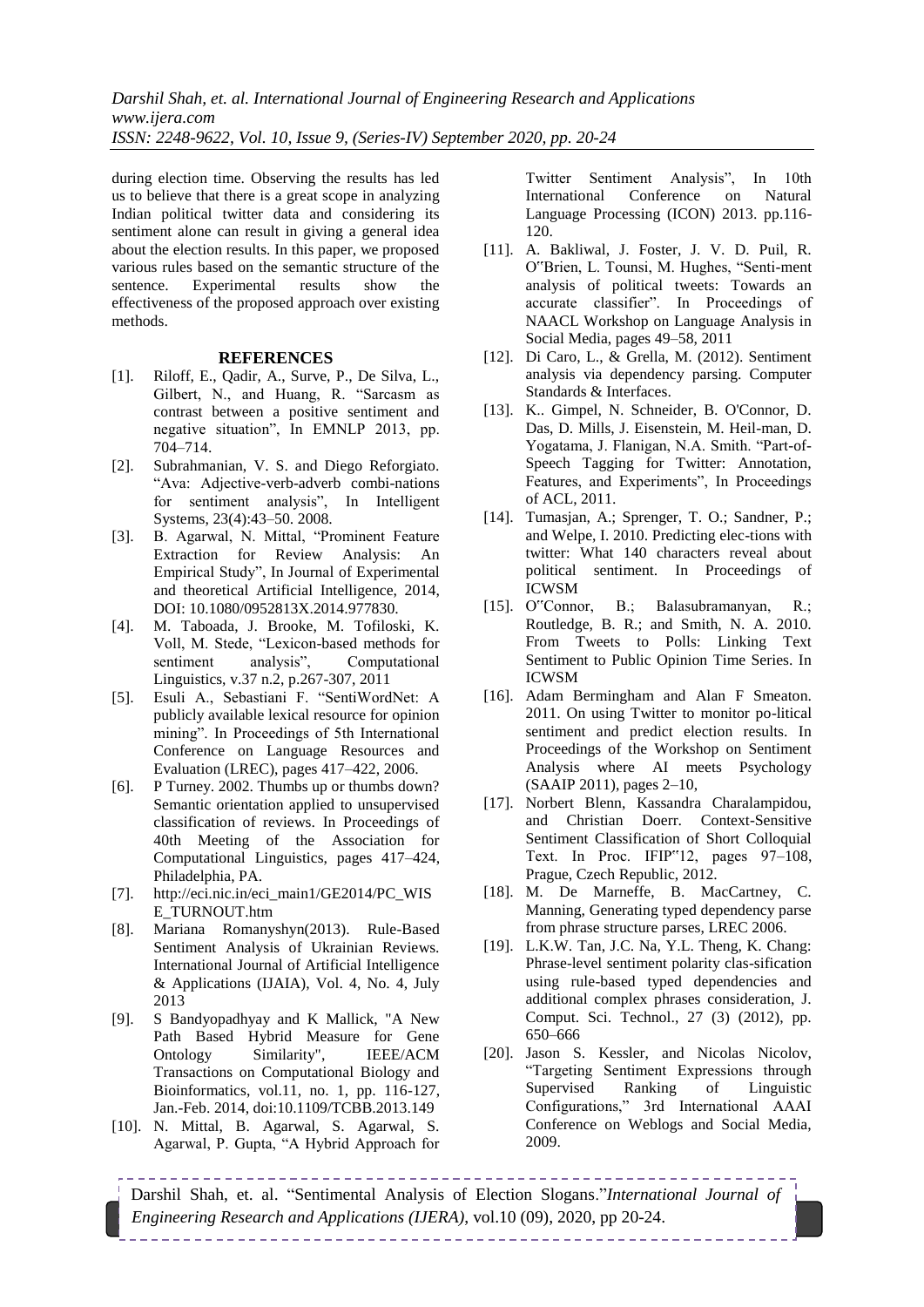during election time. Observing the results has led us to believe that there is a great scope in analyzing Indian political twitter data and considering its sentiment alone can result in giving a general idea about the election results. In this paper, we proposed various rules based on the semantic structure of the sentence. Experimental results show the effectiveness of the proposed approach over existing methods.

## REFERENCES

[1]. Riloff, E., Qadir, A., Surve, P., De Silva, L., Gilbert, N., and Huang, R. "Sarcasm as contrast between a positive sentiment and negative situation", In EMNLP 2013, pp. 704–714.

[2]. Subrahmanian, V. S. and Diego Reforgiato. "Ava: Adjective-verb-adverb combi-nations for sentiment analysis", In Intelligent Systems, 23(4):43–50. 2008.

[3]. B. Agarwal, N. Mittal, "Prominent Feature Extraction for Review Analysis: An Empirical Study", In Journal of Experimental and theoretical Artificial Intelligence, 2014, DOI: 10.1080/0952813X.2014.977830.

[4]. M. Taboada, J. Brooke, M. Tofiloski, K. Voll, M. Stede, "Lexicon-based methods for sentiment analysis", Computational Linguistics, v.37 n.2, p.267-307, 2011

[5]. Esuli A., Sebastiani F. "SentiWordNet: A publicly available lexical resource for opinion mining". In Proceedings of 5th International Conference on Language Resources and Evaluation (LREC), pages 417–422, 2006.

[6]. P Turney. 2002. Thumbs up or thumbs down? Semantic orientation applied to unsupervised classification of reviews. In Proceedings of 40th Meeting of the Association for Computational Linguistics, pages 417–424, Philadelphia, PA.

[7]. http://eci.nic.in/eci_main1/GE2014/PC_WISE_TURNOUT.htm

[8]. Mariana Romanyshyn(2013). Rule-Based Sentiment Analysis of Ukrainian Reviews. International Journal of Artificial Intelligence & Applications (IJAIA), Vol. 4, No. 4, July 2013

[9]. S Bandyopadhyay and K Mallick, "A New Path Based Hybrid Measure for Gene Ontology Similarity", IEEE/ACM Transactions on Computational Biology and Bioinformatics, vol.11, no. 1, pp. 116-127, Jan.-Feb. 2014, doi:10.1109/TCBB.2013.149

[10]. N. Mittal, B. Agarwal, S. Agarwal, S. Agarwal, P. Gupta, "A Hybrid Approach for Twitter Sentiment Analysis", In 10th International Conference on Natural Language Processing (ICON) 2013. pp.116-120.

[11]. A. Bakliwal, J. Foster, J. V. D. Puil, R. O"Brien, L. Tounsi, M. Hughes, "Senti-ment analysis of political tweets: Towards an accurate classifier". In Proceedings of NAACL Workshop on Language Analysis in Social Media, pages 49–58, 2011

[12]. Di Caro, L., & Grella, M. (2012). Sentiment analysis via dependency parsing. Computer Standards & Interfaces.

[13]. K.. Gimpel, N. Schneider, B. O'Connor, D. Das, D. Mills, J. Eisenstein, M. Heil-man, D. Yogatama, J. Flanigan, N.A. Smith. "Part-of-Speech Tagging for Twitter: Annotation, Features, and Experiments", In Proceedings of ACL, 2011.

[14]. Tumasjan, A.; Sprenger, T. O.; Sandner, P.; and Welpe, I. 2010. Predicting elec-tions with twitter: What 140 characters reveal about political sentiment. In Proceedings of ICWSM

[15]. O"Connor, B.; Balasubramanyan, R.; Routledge, B. R.; and Smith, N. A. 2010. From Tweets to Polls: Linking Text Sentiment to Public Opinion Time Series. In ICWSM

[16]. Adam Bermingham and Alan F Smeaton. 2011. On using Twitter to monitor po-litical sentiment and predict election results. In Proceedings of the Workshop on Sentiment Analysis where AI meets Psychology (SAAIP 2011), pages 2–10,

[17]. Norbert Blenn, Kassandra Charalampidou, and Christian Doerr. Context-Sensitive Sentiment Classification of Short Colloquial Text. In Proc. IFIP"12, pages 97–108, Prague, Czech Republic, 2012.

[18]. M. De Marneffe, B. MacCartney, C. Manning, Generating typed dependency parse from phrase structure parses, LREC 2006.

[19]. L.K.W. Tan, J.C. Na, Y.L. Theng, K. Chang: Phrase-level sentiment polarity clas-sification using rule-based typed dependencies and additional complex phrases consideration, J. Comput. Sci. Technol., 27 (3) (2012), pp. 650–666

[20]. Jason S. Kessler, and Nicolas Nicolov, "Targeting Sentiment Expressions through Supervised Ranking of Linguistic Configurations," 3rd International AAAI Conference on Weblogs and Social Media, 2009.

Darshil Shah, et. al. "Sentimental Analysis of Election Slogans."*International Journal of Engineering Research and Applications (IJERA)*, vol.10 (09), 2020, pp 20-24.